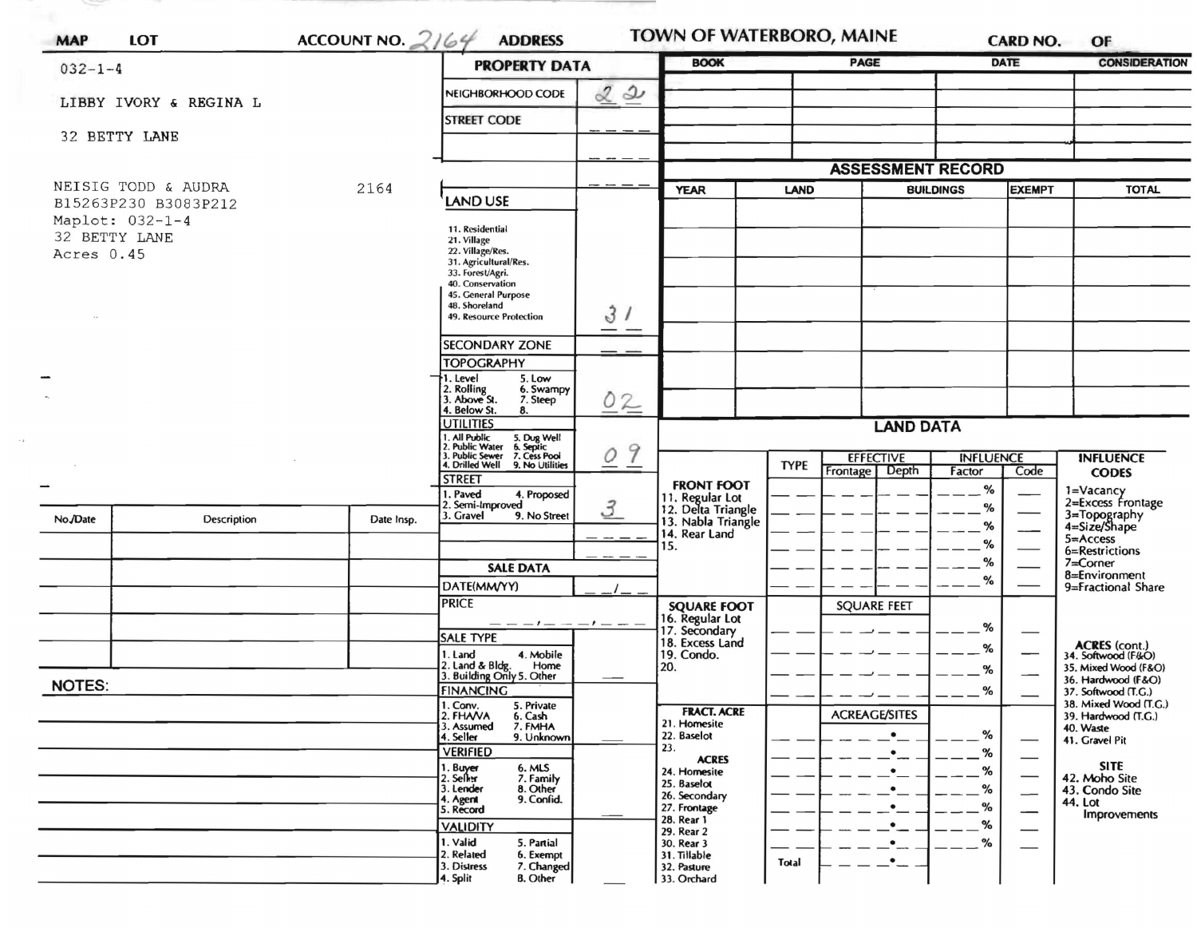| MAP | LOT | ACCOUNT NO. 2164 | ADDRESS | TOWN OF WATERBORO, MAINE | CARD NO. | OF |
|---|---|---|---|---|---|---|

032-1-4

LIBBY IVORY & REGINA L

32 BETTY LANE

NEISIG TODD & AUDRA 2164
B15263P230 B3083P212
Maplot: 032-1-4
32 BETTY LANE
Acres 0.45

## PROPERTY DATA

| Field | Value |
|---|---|
| NEIGHBORHOOD CODE | 22 |
| STREET CODE | |
| LAND USE (11. Residential, 21. Village, 22. Village/Res., 31. Agricultural/Res., 33. Forest/Agri., 40. Conservation, 45. General Purpose, 48. Shoreland, 49. Resource Protection) | 31 |
| SECONDARY ZONE | |
| TOPOGRAPHY (1. Level, 2. Rolling, 3. Above St., 4. Below St., 5. Low, 6. Swampy, 7. Steep, 8.) | 02 |
| UTILITIES (1. All Public, 2. Public Water, 3. Public Sewer, 4. Drilled Well, 5. Dug Well, 6. Septic, 7. Cess Pool, 9. No Utilities) | 09 |
| STREET (1. Paved, 2. Semi-Improved, 3. Gravel, 4. Proposed, 9. No Street) | 3 |

## SALE DATA

| Field | Value |
|---|---|
| DATE(MM/YY) | / |
| PRICE | , , |
| SALE TYPE (1. Land, 2. Land & Bldg., 3. Building Only, 4. Mobile Home, 5. Other) | |
| FINANCING (1. Conv., 2. FHA/VA, 3. Assumed, 4. Seller, 5. Private, 6. Cash, 7. FMHA, 9. Unknown) | |
| VERIFIED (1. Buyer, 2. Seller, 3. Lender, 4. Agent, 5. Record, 6. MLS, 7. Family, 8. Other, 9. Confid.) | |
| VALIDITY (1. Valid, 2. Related, 3. Distress, 4. Split, 5. Partial, 6. Exempt, 7. Changed, 8. Other) | |

| No./Date | Description | Date Insp. |
|---|---|---|
| | | |

NOTES:

| BOOK | PAGE | DATE | CONSIDERATION |
|---|---|---|---|
| | | | |

## ASSESSMENT RECORD

| YEAR | LAND | BUILDINGS | EXEMPT | TOTAL |
|---|---|---|---|---|
| | | | | |

## LAND DATA

| | TYPE | EFFECTIVE Frontage | EFFECTIVE Depth | INFLUENCE Factor | INFLUENCE Code |
|---|---|---|---|---|---|
| **FRONT FOOT** 11. Regular Lot, 12. Delta Triangle, 13. Nabla Triangle, 14. Rear Land, 15. | | | | % | |
| **SQUARE FOOT** 16. Regular Lot, 17. Secondary, 18. Excess Land, 19. Condo., 20. | | SQUARE FEET | | % | |
| **FRACT. ACRE** 21. Homesite, 22. Baselot, 23. **ACRES** 24. Homesite, 25. Baselot, 26. Secondary, 27. Frontage, 28. Rear 1, 29. Rear 2, 30. Rear 3, 31. Tillable, 32. Pasture, 33. Orchard | | ACREAGE/SITES | | % | |
| | Total | | | | |

**INFLUENCE CODES**
1=Vacancy
2=Excess Frontage
3=Topography
4=Size/Shape
5=Access
6=Restrictions
7=Corner
8=Environment
9=Fractional Share

**ACRES (cont.)**
34. Softwood (F&O)
35. Mixed Wood (F&O)
36. Hardwood (F&O)
37. Softwood (T.G.)
38. Mixed Wood (T.G.)
39. Hardwood (T.G.)
40. Waste
41. Gravel Pit

**SITE**
42. Moho Site
43. Condo Site
44. Lot Improvements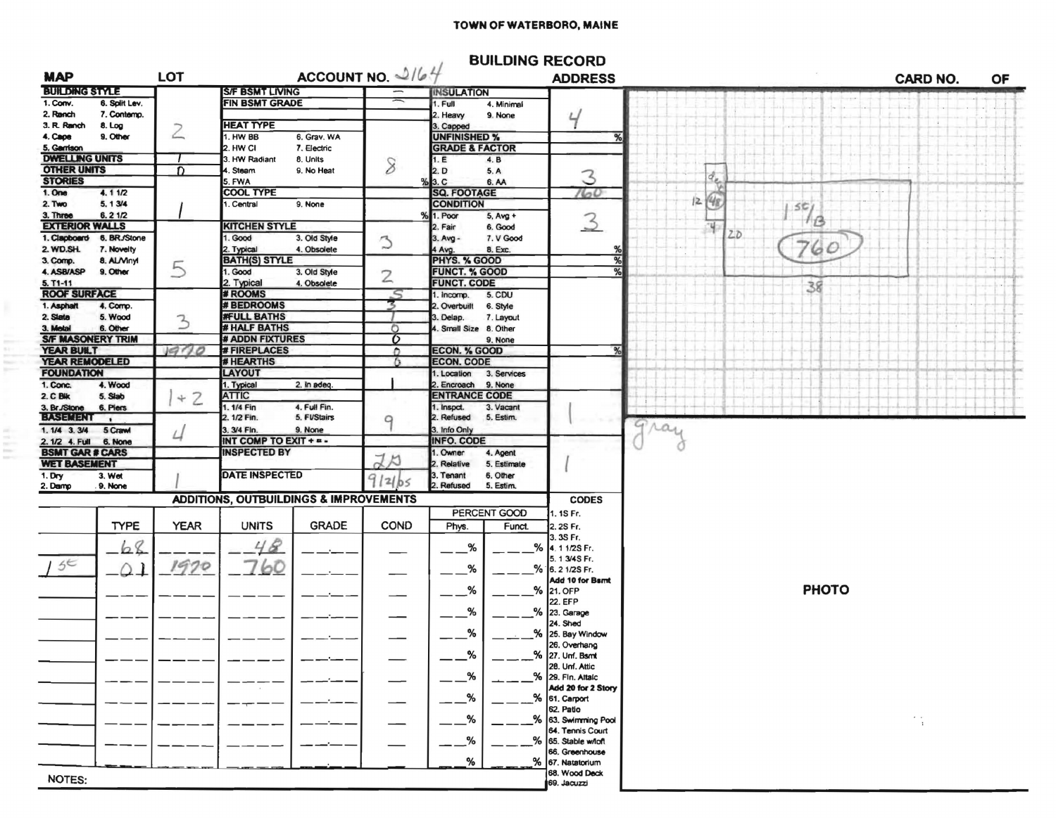# TOWN OF WATERBORO, MAINE

## BUILDING RECORD

**MAP** | **LOT** | **ACCOUNT NO.** 2164 | **ADDRESS** | **CARD NO.** | **OF**

| Field | Value | Field | Value | Field | Value |
|---|---|---|---|---|---|
| **BUILDING STYLE** 1. Conv. 2. Ranch 3. R. Ranch 4. Cape 5. Garrison 6. Split Lev. 7. Contemp. 8. Log 9. Other | 2 | **S/F BSMT LIVING** | – | **INSULATION** 1. Full 2. Heavy 3. Capped 4. Minimal 9. None | 4 |
| **DWELLING UNITS** | 1 | **FIN BSMT GRADE** | – | **UNFINISHED %** | % |
| **OTHER UNITS** | 0 | **HEAT TYPE** 1. HW BB 2. HW CI 3. HW Radiant 4. Steam 5. FWA 6. Grav. WA 7. Electric 8. Units 9. No Heat | 8 | **GRADE & FACTOR** 1. E 2. D 3. C 4. B 5. A 6. AA | 3 |
| **STORIES** 1. One 2. Two 3. Three 4. 1 1/2 5. 1 3/4 6. 2 1/2 | 1 | **COOL TYPE** 1. Central 9. None | % | **SQ. FOOTAGE** | 760 |
| **EXTERIOR WALLS** 1. Clapboard 2. WD.SH. 3. Comp. 4. ASB/ASP 5. T1-11 6. BR./Stone 7. Novelty 8. AL/Vinyl 9. Other | 5 | **KITCHEN STYLE** 1. Good 2. Typical 3. Old Style 4. Obsolete | 3 | **CONDITION** 1. Poor 2. Fair 3. Avg - 4 Avg. 5. Avg + 6. Good 7. V Good 8. Exc. | 3 |
| **ROOF SURFACE** 1. Asphalt 2. Slate 3. Metal 4. Comp. 5. Wood 6. Other | 3 | **BATH(S) STYLE** 1. Good 2. Typical 3. Old Style 4. Obsolete | 2 | **PHYS. % GOOD** | % |
| | | **# ROOMS** | 5 | **FUNCT. % GOOD** | % |
| | | **# BEDROOMS** | 3 | **FUNCT. CODE** 1. Incomp. 2. Overbuilt 3. Delap. 4. Small Size 5. CDU 6. Style 7. Layout 8. Other 9. None | |
| | | **#FULL BATHS** | 1 | | |
| **S/F MASONERY TRIM** | | **# HALF BATHS** | 0 | | |
| **YEAR BUILT** | 1970 | **# ADDN FIXTURES** | 0 | | |
| **YEAR REMODELED** | | **# FIREPLACES** | 0 | **ECON. % GOOD** | % |
| | | **# HEARTHS** | 0 | **ECON. CODE** 1. Location 2. Encroach 3. Services 9. None | |
| **FOUNDATION** 1. Conc. 2. C Blk 3. Br./Stone 4. Wood 5. Slab 6. Piers | 1+2 | **LAYOUT** 1. Typical 2. In adeq. | 1 | | |
| **BASEMENT** 1. 1/4 2. 1/2 3. 3/4 4. Full 5 Crawl 6. None | 4 | **ATTIC** 1. 1/4 Fin 2. 1/2 Fin. 3. 3/4 Fin. 4. Full Fin. 5. Fl/Stairs 9. None | 9 | **ENTRANCE CODE** 1. Inspct. 2. Refused 3. Info Only 3. Vacant 5. Estim. | 1 |
| **BSMT GAR # CARS** | | **INT COMP TO EXIT + = -** | | | |
| **WET BASEMENT** 1. Dry 2. Damp 3. Wet 9. None | 1 | **INSPECTED BY** | ZB | **INFO. CODE** 1. Owner 2. Relative 3. Tenant 2. Refused 4. Agent 5. Estimate 6. Other 5. Estim. | 1 |
| | | **DATE INSPECTED** | 9/21/05 | | |

Sketch: 1 SC/B 760; dimensions 38 x 20; deck 12 x 4 (48)

gray

### ADDITIONS, OUTBUILDINGS & IMPROVEMENTS

| | TYPE | YEAR | UNITS | GRADE | COND | Phys. (PERCENT GOOD) | Funct. (PERCENT GOOD) |
|---|---|---|---|---|---|---|---|
| | 68 | | 48 | | | % | % |
| 1 SC | 01 | 1970 | 760 | | | % | % |
| | | | | | | % | % |
| | | | | | | % | % |
| | | | | | | % | % |
| | | | | | | % | % |
| | | | | | | % | % |
| | | | | | | % | % |
| | | | | | | % | % |
| | | | | | | % | % |
| | | | | | | % | % |

**CODES**
1. 1S Fr.
2. 2S Fr.
3. 3S Fr.
4. 1 1/2S Fr.
5. 1 3/4S Fr.
6. 2 1/2S Fr.

**Add 10 for Bsmt**
21. OFP
22. EFP
23. Garage
24. Shed
25. Bay Window
26. Overhang
27. Unf. Bsmt
28. Unf. Attic
29. Fin. Attaic

**Add 20 for 2 Story**
61. Carport
62. Patio
63. Swimming Pool
64. Tennis Court
65. Stable w/loft
66. Greenhouse
67. Natatorium
68. Wood Deck
69. Jacuzzi

**PHOTO**

NOTES: